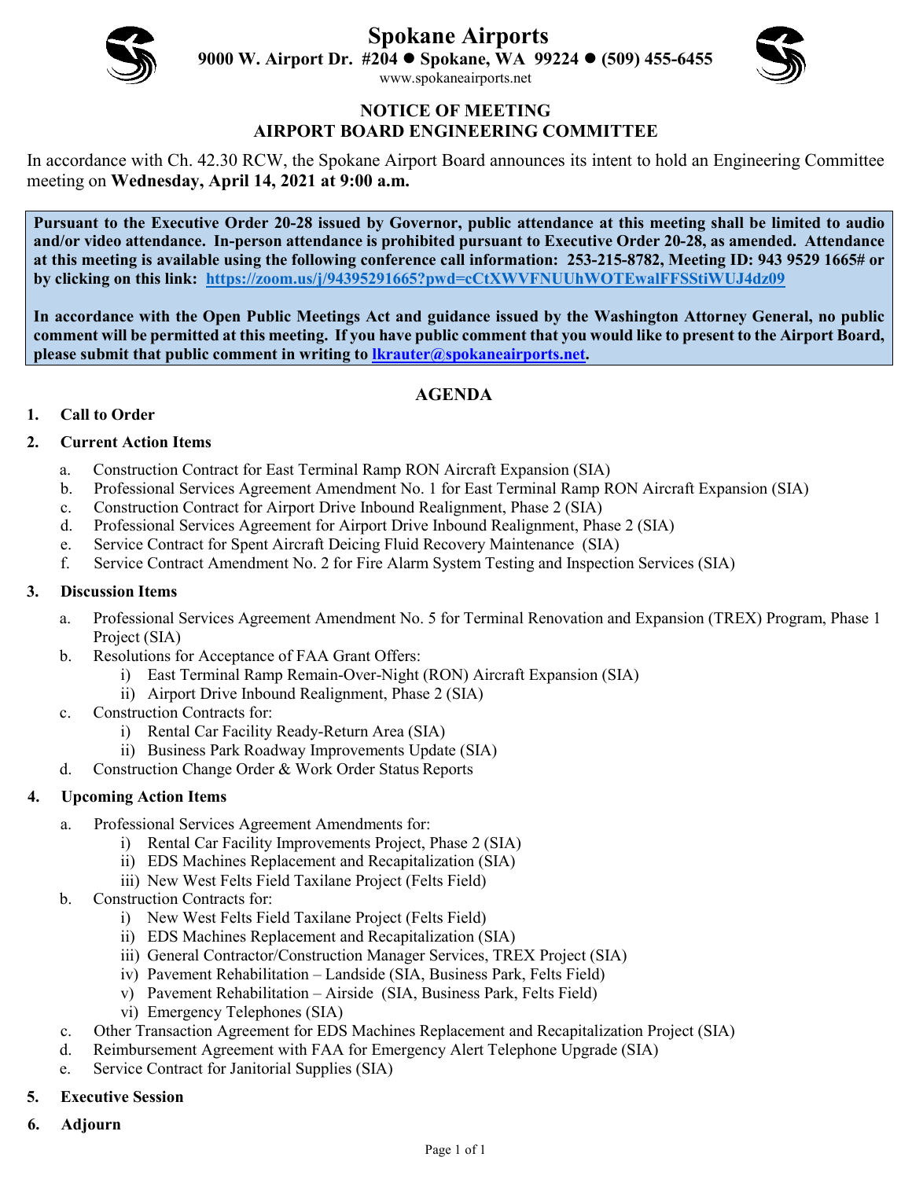# Spokane Airports

**9000 W. Airport Dr. #204 ● Spokane, WA 99224 ● (509) 455-6455**

www.spokaneairports.net

## NOTICE OF MEETING
## AIRPORT BOARD ENGINEERING COMMITTEE

In accordance with Ch. 42.30 RCW, the Spokane Airport Board announces its intent to hold an Engineering Committee meeting on **Wednesday, April 14, 2021 at 9:00 a.m.**

**Pursuant to the Executive Order 20-28 issued by Governor, public attendance at this meeting shall be limited to audio and/or video attendance. In-person attendance is prohibited pursuant to Executive Order 20-28, as amended. Attendance at this meeting is available using the following conference call information: 253-215-8782, Meeting ID: 943 9529 1665# or by clicking on this link: https://zoom.us/j/94395291665?pwd=cCtXWVFNUUhWOTEwalFFSStiWUJ4dz09**

**In accordance with the Open Public Meetings Act and guidance issued by the Washington Attorney General, no public comment will be permitted at this meeting. If you have public comment that you would like to present to the Airport Board, please submit that public comment in writing to lkrauter@spokaneairports.net.**

## AGENDA

1. **Call to Order**
2. **Current Action Items**
   a. Construction Contract for East Terminal Ramp RON Aircraft Expansion (SIA)
   b. Professional Services Agreement Amendment No. 1 for East Terminal Ramp RON Aircraft Expansion (SIA)
   c. Construction Contract for Airport Drive Inbound Realignment, Phase 2 (SIA)
   d. Professional Services Agreement for Airport Drive Inbound Realignment, Phase 2 (SIA)
   e. Service Contract for Spent Aircraft Deicing Fluid Recovery Maintenance (SIA)
   f. Service Contract Amendment No. 2 for Fire Alarm System Testing and Inspection Services (SIA)
3. **Discussion Items**
   a. Professional Services Agreement Amendment No. 5 for Terminal Renovation and Expansion (TREX) Program, Phase 1 Project (SIA)
   b. Resolutions for Acceptance of FAA Grant Offers:
      i) East Terminal Ramp Remain-Over-Night (RON) Aircraft Expansion (SIA)
      ii) Airport Drive Inbound Realignment, Phase 2 (SIA)
   c. Construction Contracts for:
      i) Rental Car Facility Ready-Return Area (SIA)
      ii) Business Park Roadway Improvements Update (SIA)
   d. Construction Change Order & Work Order Status Reports
4. **Upcoming Action Items**
   a. Professional Services Agreement Amendments for:
      i) Rental Car Facility Improvements Project, Phase 2 (SIA)
      ii) EDS Machines Replacement and Recapitalization (SIA)
      iii) New West Felts Field Taxilane Project (Felts Field)
   b. Construction Contracts for:
      i) New West Felts Field Taxilane Project (Felts Field)
      ii) EDS Machines Replacement and Recapitalization (SIA)
      iii) General Contractor/Construction Manager Services, TREX Project (SIA)
      iv) Pavement Rehabilitation – Landside (SIA, Business Park, Felts Field)
      v) Pavement Rehabilitation – Airside (SIA, Business Park, Felts Field)
      vi) Emergency Telephones (SIA)
   c. Other Transaction Agreement for EDS Machines Replacement and Recapitalization Project (SIA)
   d. Reimbursement Agreement with FAA for Emergency Alert Telephone Upgrade (SIA)
   e. Service Contract for Janitorial Supplies (SIA)
5. **Executive Session**
6. **Adjourn**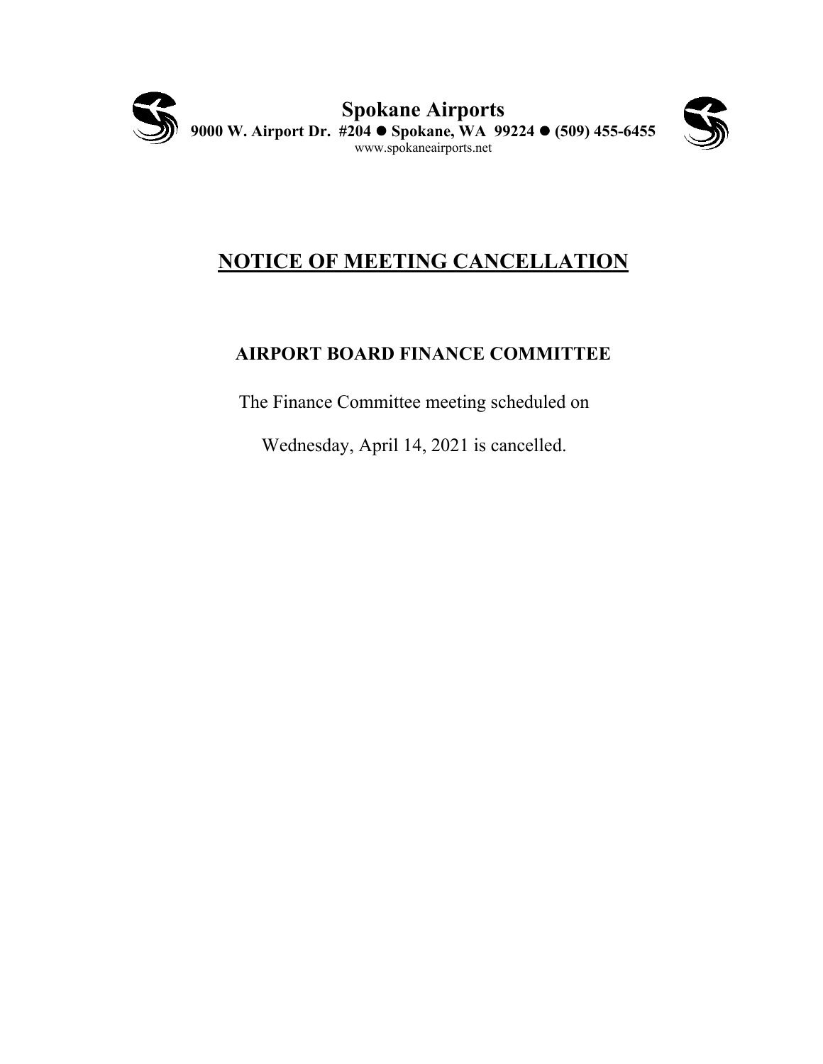**Spokane Airports**
**9000 W. Airport Dr. #204 ● Spokane, WA 99224 ● (509) 455-6455**
www.spokaneairports.net

# NOTICE OF MEETING CANCELLATION

## AIRPORT BOARD FINANCE COMMITTEE

The Finance Committee meeting scheduled on

Wednesday, April 14, 2021 is cancelled.